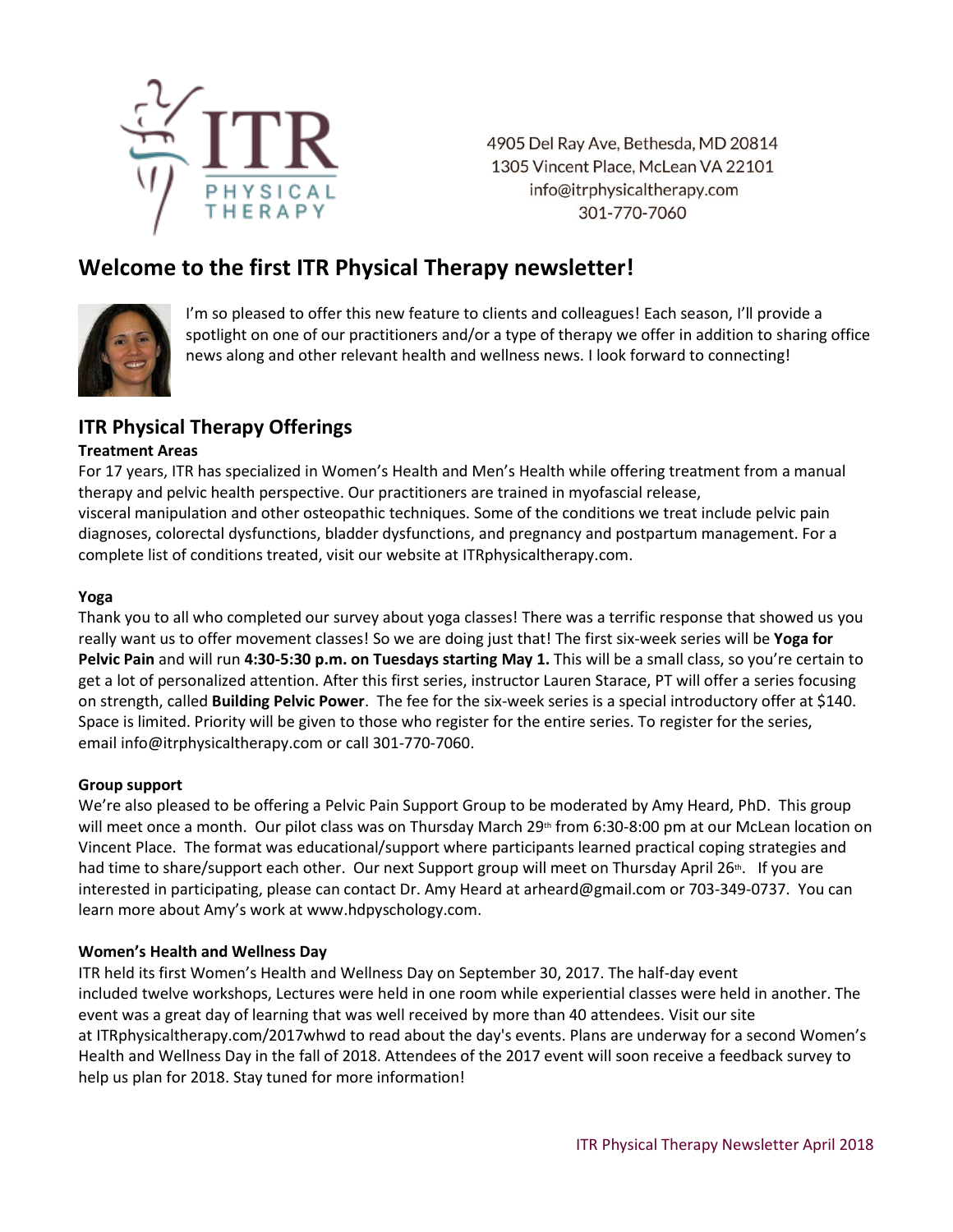4905 Del Ray Ave, Bethesda, MD 20814
1305 Vincent Place, McLean VA 22101
info@itrphysicaltherapy.com
301-770-7060

# Welcome to the first ITR Physical Therapy newsletter!

I'm so pleased to offer this new feature to clients and colleagues! Each season, I'll provide a spotlight on one of our practitioners and/or a type of therapy we offer in addition to sharing office news along and other relevant health and wellness news. I look forward to connecting!

## ITR Physical Therapy Offerings

**Treatment Areas**

For 17 years, ITR has specialized in Women's Health and Men's Health while offering treatment from a manual therapy and pelvic health perspective. Our practitioners are trained in myofascial release, visceral manipulation and other osteopathic techniques. Some of the conditions we treat include pelvic pain diagnoses, colorectal dysfunctions, bladder dysfunctions, and pregnancy and postpartum management. For a complete list of conditions treated, visit our website at ITRphysicaltherapy.com.

**Yoga**

Thank you to all who completed our survey about yoga classes! There was a terrific response that showed us you really want us to offer movement classes! So we are doing just that! The first six-week series will be **Yoga for Pelvic Pain** and will run **4:30-5:30 p.m. on Tuesdays starting May 1.** This will be a small class, so you're certain to get a lot of personalized attention. After this first series, instructor Lauren Starace, PT will offer a series focusing on strength, called **Building Pelvic Power**. The fee for the six-week series is a special introductory offer at $140. Space is limited. Priority will be given to those who register for the entire series. To register for the series, email info@itrphysicaltherapy.com or call 301-770-7060.

**Group support**

We're also pleased to be offering a Pelvic Pain Support Group to be moderated by Amy Heard, PhD. This group will meet once a month. Our pilot class was on Thursday March 29th from 6:30-8:00 pm at our McLean location on Vincent Place. The format was educational/support where participants learned practical coping strategies and had time to share/support each other. Our next Support group will meet on Thursday April 26th. If you are interested in participating, please can contact Dr. Amy Heard at arheard@gmail.com or 703-349-0737. You can learn more about Amy's work at www.hdpyschology.com.

**Women's Health and Wellness Day**

ITR held its first Women's Health and Wellness Day on September 30, 2017. The half-day event included twelve workshops, Lectures were held in one room while experiential classes were held in another. The event was a great day of learning that was well received by more than 40 attendees. Visit our site at ITRphysicaltherapy.com/2017whwd to read about the day's events. Plans are underway for a second Women's Health and Wellness Day in the fall of 2018. Attendees of the 2017 event will soon receive a feedback survey to help us plan for 2018. Stay tuned for more information!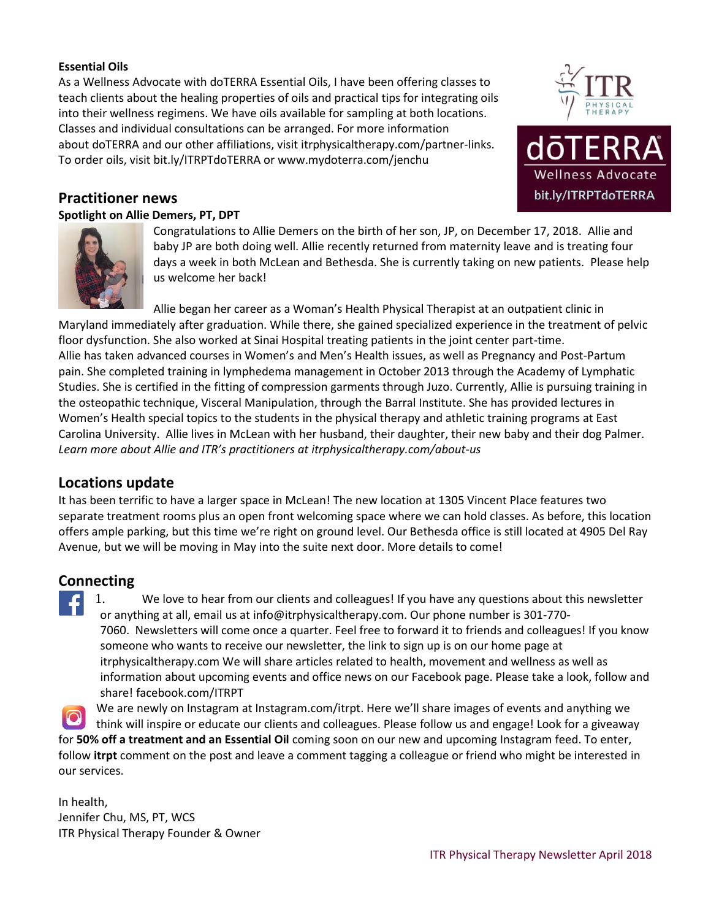**Essential Oils**

As a Wellness Advocate with doTERRA Essential Oils, I have been offering classes to teach clients about the healing properties of oils and practical tips for integrating oils into their wellness regimens. We have oils available for sampling at both locations. Classes and individual consultations can be arranged. For more information about doTERRA and our other affiliations, visit itrphysicaltherapy.com/partner-links. To order oils, visit bit.ly/ITRPTdoTERRA or www.mydoterra.com/jenchu

ITR PHYSICAL THERAPY

dōTERRA Wellness Advocate bit.ly/ITRPTdoTERRA

## Practitioner news

**Spotlight on Allie Demers, PT, DPT**

Congratulations to Allie Demers on the birth of her son, JP, on December 17, 2018. Allie and baby JP are both doing well. Allie recently returned from maternity leave and is treating four days a week in both McLean and Bethesda. She is currently taking on new patients. Please help us welcome her back!

Allie began her career as a Woman's Health Physical Therapist at an outpatient clinic in Maryland immediately after graduation. While there, she gained specialized experience in the treatment of pelvic floor dysfunction. She also worked at Sinai Hospital treating patients in the joint center part-time. Allie has taken advanced courses in Women's and Men's Health issues, as well as Pregnancy and Post-Partum pain. She completed training in lymphedema management in October 2013 through the Academy of Lymphatic Studies. She is certified in the fitting of compression garments through Juzo. Currently, Allie is pursuing training in the osteopathic technique, Visceral Manipulation, through the Barral Institute. She has provided lectures in Women's Health special topics to the students in the physical therapy and athletic training programs at East Carolina University. Allie lives in McLean with her husband, their daughter, their new baby and their dog Palmer. *Learn more about Allie and ITR's practitioners at itrphysicaltherapy.com/about-us*

## Locations update

It has been terrific to have a larger space in McLean! The new location at 1305 Vincent Place features two separate treatment rooms plus an open front welcoming space where we can hold classes. As before, this location offers ample parking, but this time we're right on ground level. Our Bethesda office is still located at 4905 Del Ray Avenue, but we will be moving in May into the suite next door. More details to come!

## Connecting

1. We love to hear from our clients and colleagues! If you have any questions about this newsletter or anything at all, email us at info@itrphysicaltherapy.com. Our phone number is 301-770-7060. Newsletters will come once a quarter. Feel free to forward it to friends and colleagues! If you know someone who wants to receive our newsletter, the link to sign up is on our home page at itrphysicaltherapy.com We will share articles related to health, movement and wellness as well as information about upcoming events and office news on our Facebook page. Please take a look, follow and share! facebook.com/ITRPT

We are newly on Instagram at Instagram.com/itrpt. Here we'll share images of events and anything we think will inspire or educate our clients and colleagues. Please follow us and engage! Look for a giveaway for **50% off a treatment and an Essential Oil** coming soon on our new and upcoming Instagram feed. To enter, follow **itrpt** comment on the post and leave a comment tagging a colleague or friend who might be interested in our services.

In health,
Jennifer Chu, MS, PT, WCS
ITR Physical Therapy Founder & Owner